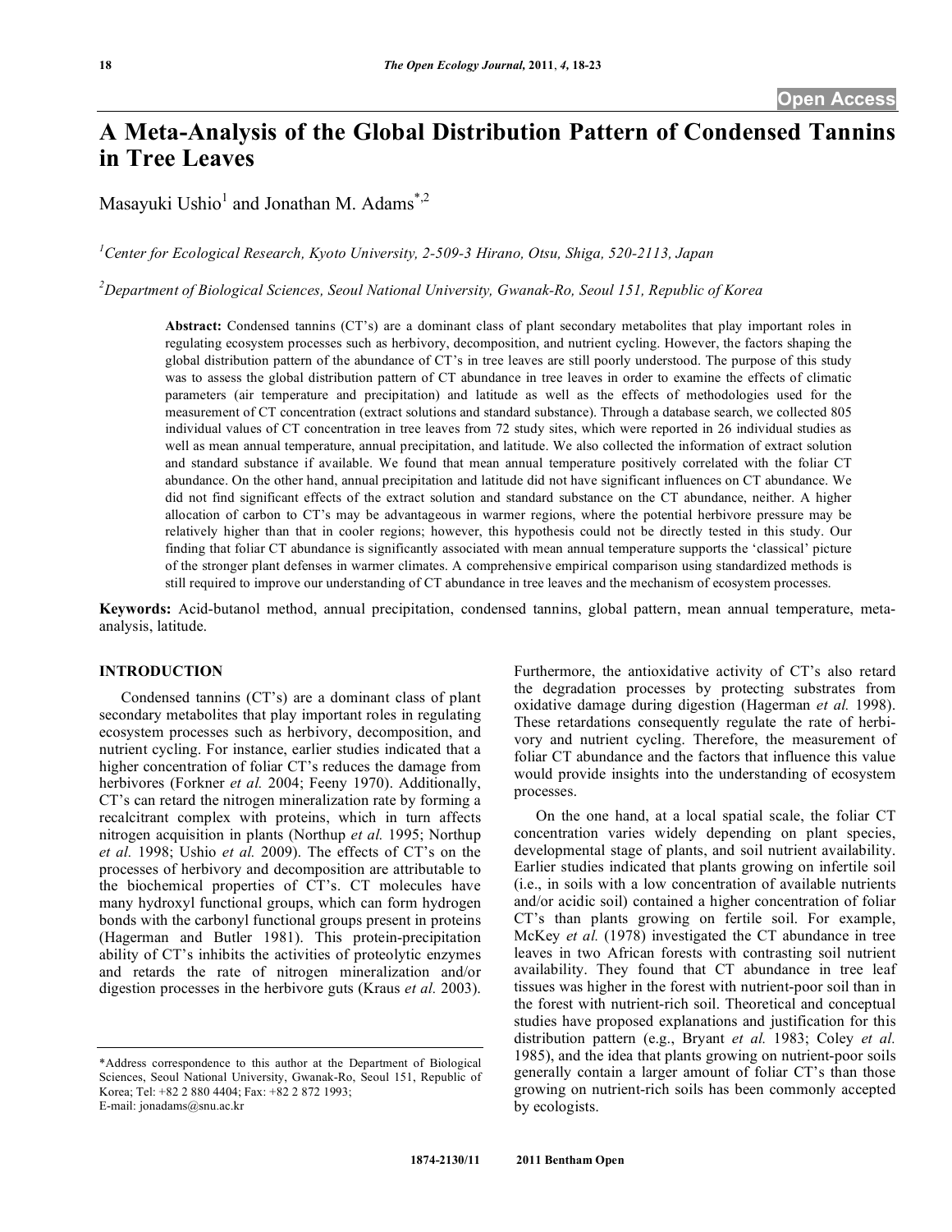Open Access

# A Meta-Analysis of the Global Distribution Pattern of Condensed Tannins in Tree Leaves

Masayuki Ushio[1] and Jonathan M. Adams[*,2]

[1]Center for Ecological Research, Kyoto University, 2-509-3 Hirano, Otsu, Shiga, 520-2113, Japan

[2]Department of Biological Sciences, Seoul National University, Gwanak-Ro, Seoul 151, Republic of Korea

**Abstract:** Condensed tannins (CT's) are a dominant class of plant secondary metabolites that play important roles in regulating ecosystem processes such as herbivory, decomposition, and nutrient cycling. However, the factors shaping the global distribution pattern of the abundance of CT's in tree leaves are still poorly understood. The purpose of this study was to assess the global distribution pattern of CT abundance in tree leaves in order to examine the effects of climatic parameters (air temperature and precipitation) and latitude as well as the effects of methodologies used for the measurement of CT concentration (extract solutions and standard substance). Through a database search, we collected 805 individual values of CT concentration in tree leaves from 72 study sites, which were reported in 26 individual studies as well as mean annual temperature, annual precipitation, and latitude. We also collected the information of extract solution and standard substance if available. We found that mean annual temperature positively correlated with the foliar CT abundance. On the other hand, annual precipitation and latitude did not have significant influences on CT abundance. We did not find significant effects of the extract solution and standard substance on the CT abundance, neither. A higher allocation of carbon to CT's may be advantageous in warmer regions, where the potential herbivore pressure may be relatively higher than that in cooler regions; however, this hypothesis could not be directly tested in this study. Our finding that foliar CT abundance is significantly associated with mean annual temperature supports the 'classical' picture of the stronger plant defenses in warmer climates. A comprehensive empirical comparison using standardized methods is still required to improve our understanding of CT abundance in tree leaves and the mechanism of ecosystem processes.

**Keywords:** Acid-butanol method, annual precipitation, condensed tannins, global pattern, mean annual temperature, meta-analysis, latitude.

## INTRODUCTION

Condensed tannins (CT's) are a dominant class of plant secondary metabolites that play important roles in regulating ecosystem processes such as herbivory, decomposition, and nutrient cycling. For instance, earlier studies indicated that a higher concentration of foliar CT's reduces the damage from herbivores (Forkner *et al.* 2004; Feeny 1970). Additionally, CT's can retard the nitrogen mineralization rate by forming a recalcitrant complex with proteins, which in turn affects nitrogen acquisition in plants (Northup *et al.* 1995; Northup *et al.* 1998; Ushio *et al.* 2009). The effects of CT's on the processes of herbivory and decomposition are attributable to the biochemical properties of CT's. CT molecules have many hydroxyl functional groups, which can form hydrogen bonds with the carbonyl functional groups present in proteins (Hagerman and Butler 1981). This protein-precipitation ability of CT's inhibits the activities of proteolytic enzymes and retards the rate of nitrogen mineralization and/or digestion processes in the herbivore guts (Kraus *et al.* 2003). Furthermore, the antioxidative activity of CT's also retard the degradation processes by protecting substrates from oxidative damage during digestion (Hagerman *et al.* 1998). These retardations consequently regulate the rate of herbivory and nutrient cycling. Therefore, the measurement of foliar CT abundance and the factors that influence this value would provide insights into the understanding of ecosystem processes.

On the one hand, at a local spatial scale, the foliar CT concentration varies widely depending on plant species, developmental stage of plants, and soil nutrient availability. Earlier studies indicated that plants growing on infertile soil (i.e., in soils with a low concentration of available nutrients and/or acidic soil) contained a higher concentration of foliar CT's than plants growing on fertile soil. For example, McKey *et al.* (1978) investigated the CT abundance in tree leaves in two African forests with contrasting soil nutrient availability. They found that CT abundance in tree leaf tissues was higher in the forest with nutrient-poor soil than in the forest with nutrient-rich soil. Theoretical and conceptual studies have proposed explanations and justification for this distribution pattern (e.g., Bryant *et al.* 1983; Coley *et al.* 1985), and the idea that plants growing on nutrient-poor soils generally contain a larger amount of foliar CT's than those growing on nutrient-rich soils has been commonly accepted by ecologists.

*Address correspondence to this author at the Department of Biological Sciences, Seoul National University, Gwanak-Ro, Seoul 151, Republic of Korea; Tel: +82 2 880 4404; Fax: +82 2 872 1993; E-mail: jonadams@snu.ac.kr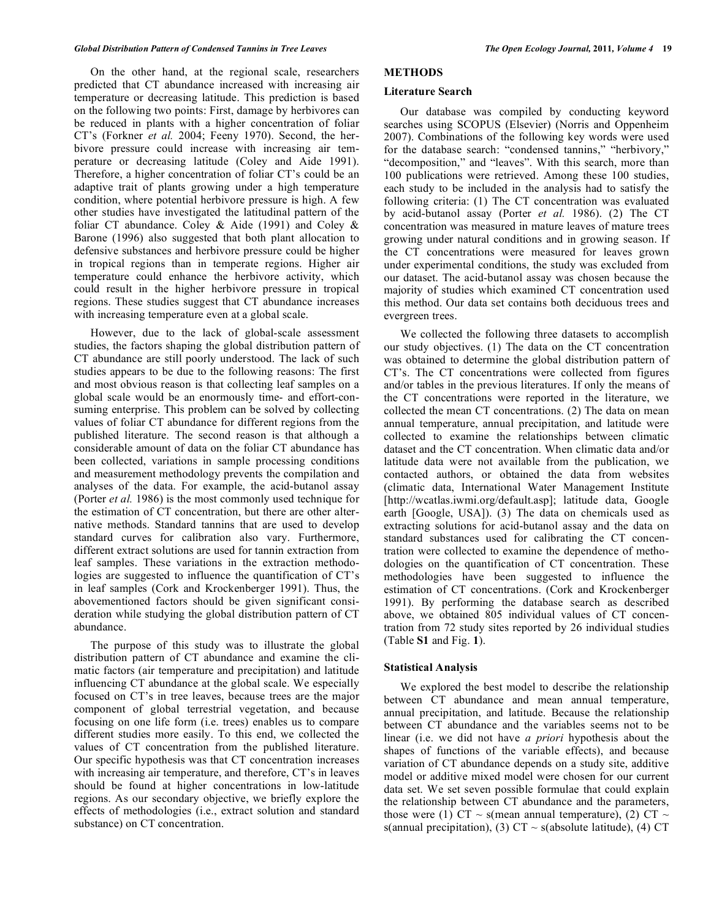On the other hand, at the regional scale, researchers predicted that CT abundance increased with increasing air temperature or decreasing latitude. This prediction is based on the following two points: First, damage by herbivores can be reduced in plants with a higher concentration of foliar CT's (Forkner *et al.* 2004; Feeny 1970). Second, the herbivore pressure could increase with increasing air temperature or decreasing latitude (Coley and Aide 1991). Therefore, a higher concentration of foliar CT's could be an adaptive trait of plants growing under a high temperature condition, where potential herbivore pressure is high. A few other studies have investigated the latitudinal pattern of the foliar CT abundance. Coley & Aide (1991) and Coley & Barone (1996) also suggested that both plant allocation to defensive substances and herbivore pressure could be higher in tropical regions than in temperate regions. Higher air temperature could enhance the herbivore activity, which could result in the higher herbivore pressure in tropical regions. These studies suggest that CT abundance increases with increasing temperature even at a global scale.

However, due to the lack of global-scale assessment studies, the factors shaping the global distribution pattern of CT abundance are still poorly understood. The lack of such studies appears to be due to the following reasons: The first and most obvious reason is that collecting leaf samples on a global scale would be an enormously time- and effort-consuming enterprise. This problem can be solved by collecting values of foliar CT abundance for different regions from the published literature. The second reason is that although a considerable amount of data on the foliar CT abundance has been collected, variations in sample processing conditions and measurement methodology prevents the compilation and analyses of the data. For example, the acid-butanol assay (Porter *et al.* 1986) is the most commonly used technique for the estimation of CT concentration, but there are other alternative methods. Standard tannins that are used to develop standard curves for calibration also vary. Furthermore, different extract solutions are used for tannin extraction from leaf samples. These variations in the extraction methodologies are suggested to influence the quantification of CT's in leaf samples (Cork and Krockenberger 1991). Thus, the abovementioned factors should be given significant consideration while studying the global distribution pattern of CT abundance.

The purpose of this study was to illustrate the global distribution pattern of CT abundance and examine the climatic factors (air temperature and precipitation) and latitude influencing CT abundance at the global scale. We especially focused on CT's in tree leaves, because trees are the major component of global terrestrial vegetation, and because focusing on one life form (i.e. trees) enables us to compare different studies more easily. To this end, we collected the values of CT concentration from the published literature. Our specific hypothesis was that CT concentration increases with increasing air temperature, and therefore, CT's in leaves should be found at higher concentrations in low-latitude regions. As our secondary objective, we briefly explore the effects of methodologies (i.e., extract solution and standard substance) on CT concentration.

## METHODS

### Literature Search

Our database was compiled by conducting keyword searches using SCOPUS (Elsevier) (Norris and Oppenheim 2007). Combinations of the following key words were used for the database search: "condensed tannins," "herbivory," "decomposition," and "leaves". With this search, more than 100 publications were retrieved. Among these 100 studies, each study to be included in the analysis had to satisfy the following criteria: (1) The CT concentration was evaluated by acid-butanol assay (Porter *et al.* 1986). (2) The CT concentration was measured in mature leaves of mature trees growing under natural conditions and in growing season. If the CT concentrations were measured for leaves grown under experimental conditions, the study was excluded from our dataset. The acid-butanol assay was chosen because the majority of studies which examined CT concentration used this method. Our data set contains both deciduous trees and evergreen trees.

We collected the following three datasets to accomplish our study objectives. (1) The data on the CT concentration was obtained to determine the global distribution pattern of CT's. The CT concentrations were collected from figures and/or tables in the previous literatures. If only the means of the CT concentrations were reported in the literature, we collected the mean CT concentrations. (2) The data on mean annual temperature, annual precipitation, and latitude were collected to examine the relationships between climatic dataset and the CT concentration. When climatic data and/or latitude data were not available from the publication, we contacted authors, or obtained the data from websites (climatic data, International Water Management Institute [http://wcatlas.iwmi.org/default.asp]; latitude data, Google earth [Google, USA]). (3) The data on chemicals used as extracting solutions for acid-butanol assay and the data on standard substances used for calibrating the CT concentration were collected to examine the dependence of methodologies on the quantification of CT concentration. These methodologies have been suggested to influence the estimation of CT concentrations. (Cork and Krockenberger 1991). By performing the database search as described above, we obtained 805 individual values of CT concentration from 72 study sites reported by 26 individual studies (Table **S1** and Fig. **1**).

### Statistical Analysis

We explored the best model to describe the relationship between CT abundance and mean annual temperature, annual precipitation, and latitude. Because the relationship between CT abundance and the variables seems not to be linear (i.e. we did not have *a priori* hypothesis about the shapes of functions of the variable effects), and because variation of CT abundance depends on a study site, additive model or additive mixed model were chosen for our current data set. We set seven possible formulae that could explain the relationship between CT abundance and the parameters, those were (1) CT ~ s(mean annual temperature), (2) CT ~ s(annual precipitation), (3) CT ~ s(absolute latitude), (4) CT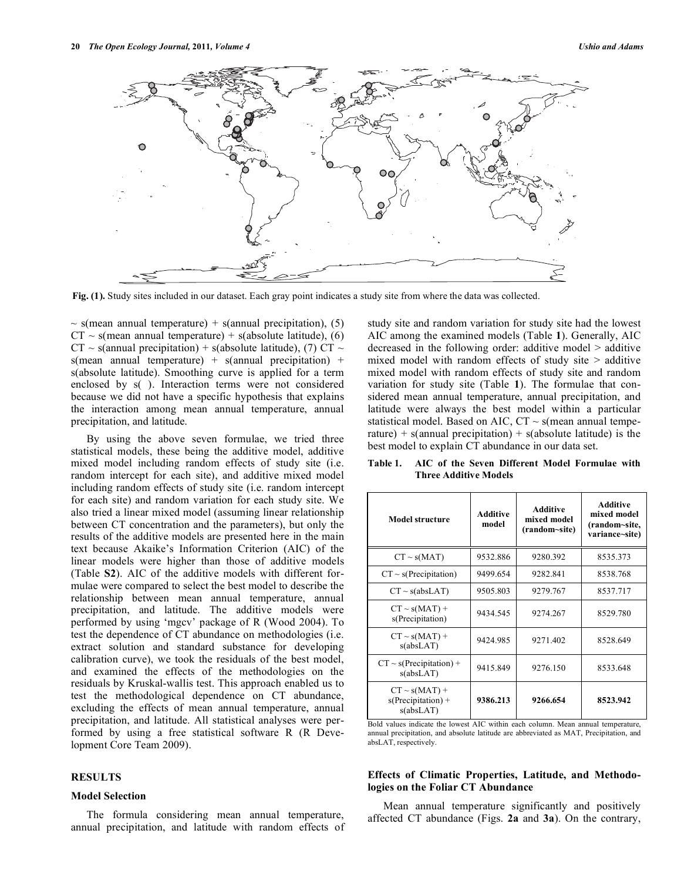Fig. (1). Study sites included in our dataset. Each gray point indicates a study site from where the data was collected.

~ s(mean annual temperature) + s(annual precipitation), (5) CT ~ s(mean annual temperature) + s(absolute latitude), (6) CT ~ s(annual precipitation) + s(absolute latitude), (7) CT ~ s(mean annual temperature) + s(annual precipitation) + s(absolute latitude). Smoothing curve is applied for a term enclosed by s( ). Interaction terms were not considered because we did not have a specific hypothesis that explains the interaction among mean annual temperature, annual precipitation, and latitude.

By using the above seven formulae, we tried three statistical models, these being the additive model, additive mixed model including random effects of study site (i.e. random intercept for each site), and additive mixed model including random effects of study site (i.e. random intercept for each site) and random variation for each study site. We also tried a linear mixed model (assuming linear relationship between CT concentration and the parameters), but only the results of the additive models are presented here in the main text because Akaike's Information Criterion (AIC) of the linear models were higher than those of additive models (Table **S2**). AIC of the additive models with different formulae were compared to select the best model to describe the relationship between mean annual temperature, annual precipitation, and latitude. The additive models were performed by using 'mgcv' package of R (Wood 2004). To test the dependence of CT abundance on methodologies (i.e. extract solution and standard substance for developing calibration curve), we took the residuals of the best model, and examined the effects of the methodologies on the residuals by Kruskal-wallis test. This approach enabled us to test the methodological dependence on CT abundance, excluding the effects of mean annual temperature, annual precipitation, and latitude. All statistical analyses were performed by using a free statistical software R (R Development Core Team 2009).

## RESULTS

### Model Selection

The formula considering mean annual temperature, annual precipitation, and latitude with random effects of study site and random variation for study site had the lowest AIC among the examined models (Table **1**). Generally, AIC decreased in the following order: additive model > additive mixed model with random effects of study site > additive mixed model with random effects of study site and random variation for study site (Table **1**). The formulae that considered mean annual temperature, annual precipitation, and latitude were always the best model within a particular statistical model. Based on AIC, CT ~ s(mean annual temperature) + s(annual precipitation) + s(absolute latitude) is the best model to explain CT abundance in our data set.

**Table 1. AIC of the Seven Different Model Formulae with Three Additive Models**

| Model structure | Additive model | Additive mixed model (random~site) | Additive mixed model (random~site, variance~site) |
|---|---|---|---|
| CT ~ s(MAT) | 9532.886 | 9280.392 | 8535.373 |
| CT ~ s(Precipitation) | 9499.654 | 9282.841 | 8538.768 |
| CT ~ s(absLAT) | 9505.803 | 9279.767 | 8537.717 |
| CT ~ s(MAT) + s(Precipitation) | 9434.545 | 9274.267 | 8529.780 |
| CT ~ s(MAT) + s(absLAT) | 9424.985 | 9271.402 | 8528.649 |
| CT ~ s(Precipitation) + s(absLAT) | 9415.849 | 9276.150 | 8533.648 |
| CT ~ s(MAT) + s(Precipitation) + s(absLAT) | **9386.213** | **9266.654** | **8523.942** |

Bold values indicate the lowest AIC within each column. Mean annual temperature, annual precipitation, and absolute latitude are abbreviated as MAT, Precipitation, and absLAT, respectively.

### Effects of Climatic Properties, Latitude, and Methodologies on the Foliar CT Abundance

Mean annual temperature significantly and positively affected CT abundance (Figs. **2a** and **3a**). On the contrary,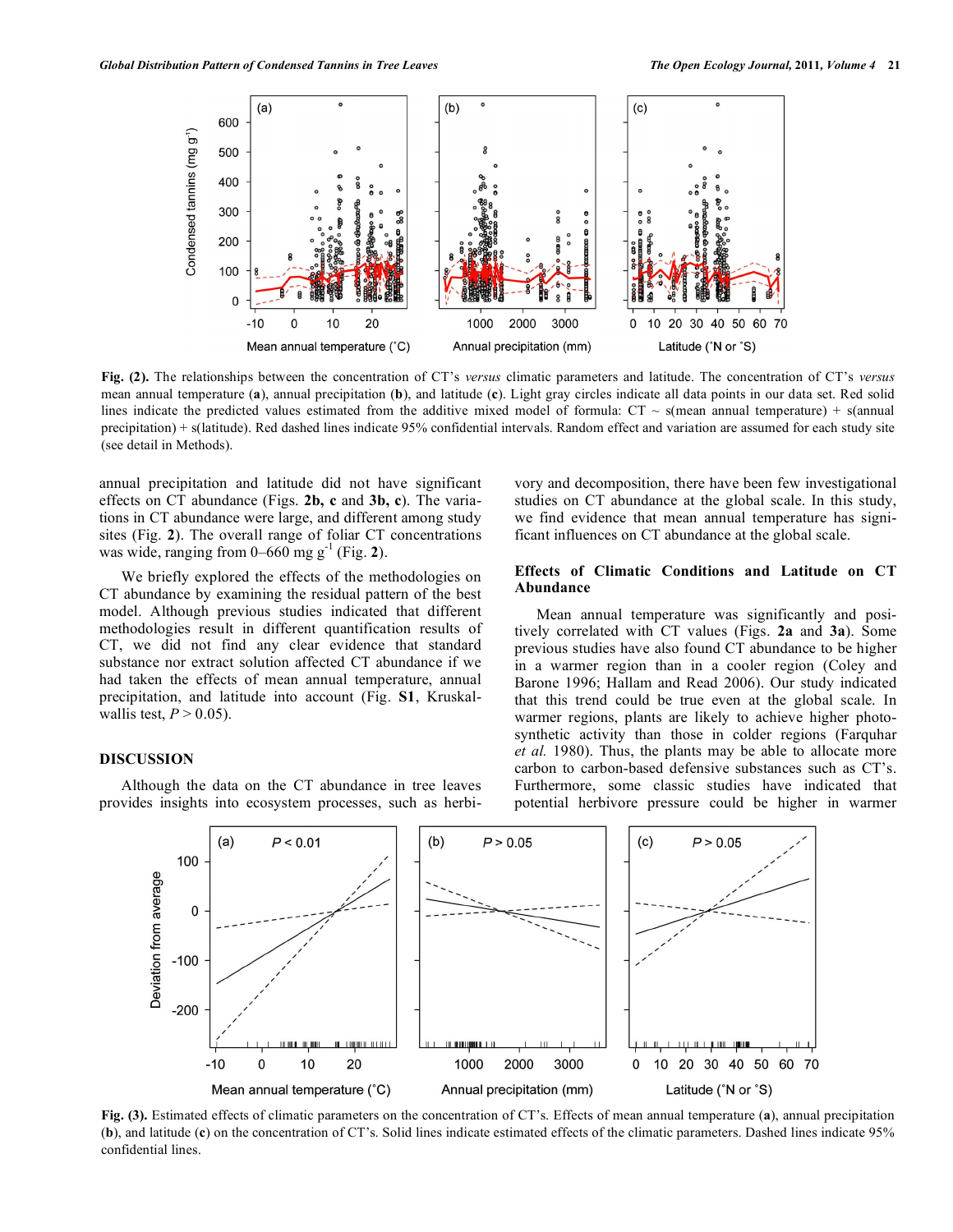Fig. (2). The relationships between the concentration of CT's *versus* climatic parameters and latitude. The concentration of CT's *versus* mean annual temperature (**a**), annual precipitation (**b**), and latitude (**c**). Light gray circles indicate all data points in our data set. Red solid lines indicate the predicted values estimated from the additive mixed model of formula: CT ~ s(mean annual temperature) + s(annual precipitation) + s(latitude). Red dashed lines indicate 95% confidential intervals. Random effect and variation are assumed for each study site (see detail in Methods).

annual precipitation and latitude did not have significant effects on CT abundance (Figs. **2b, c** and **3b, c**). The variations in CT abundance were large, and different among study sites (Fig. **2**). The overall range of foliar CT concentrations was wide, ranging from 0–660 mg $g^{-1}$ (Fig. **2**).

We briefly explored the effects of the methodologies on CT abundance by examining the residual pattern of the best model. Although previous studies indicated that different methodologies result in different quantification results of CT, we did not find any clear evidence that standard substance nor extract solution affected CT abundance if we had taken the effects of mean annual temperature, annual precipitation, and latitude into account (Fig. **S1**, Kruskal-wallis test, $P > 0.05$).

## DISCUSSION

Although the data on the CT abundance in tree leaves provides insights into ecosystem processes, such as herbivory and decomposition, there have been few investigational studies on CT abundance at the global scale. In this study, we find evidence that mean annual temperature has significant influences on CT abundance at the global scale.

### Effects of Climatic Conditions and Latitude on CT Abundance

Mean annual temperature was significantly and positively correlated with CT values (Figs. **2a** and **3a**). Some previous studies have also found CT abundance to be higher in a warmer region than in a cooler region (Coley and Barone 1996; Hallam and Read 2006). Our study indicated that this trend could be true even at the global scale. In warmer regions, plants are likely to achieve higher photosynthetic activity than those in colder regions (Farquhar *et al.* 1980). Thus, the plants may be able to allocate more carbon to carbon-based defensive substances such as CT's. Furthermore, some classic studies have indicated that potential herbivore pressure could be higher in warmer

Fig. (3). Estimated effects of climatic parameters on the concentration of CT's. Effects of mean annual temperature (**a**), annual precipitation (**b**), and latitude (**c**) on the concentration of CT's. Solid lines indicate estimated effects of the climatic parameters. Dashed lines indicate 95% confidential lines.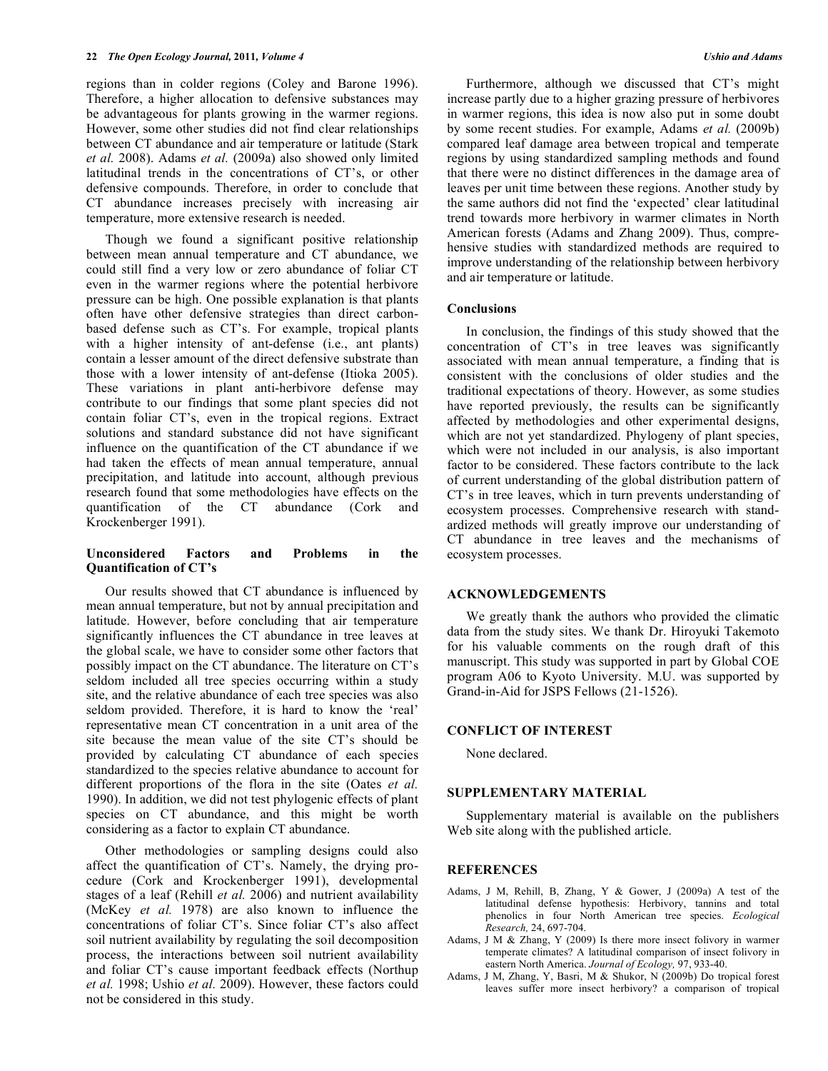regions than in colder regions (Coley and Barone 1996). Therefore, a higher allocation to defensive substances may be advantageous for plants growing in the warmer regions. However, some other studies did not find clear relationships between CT abundance and air temperature or latitude (Stark *et al.* 2008). Adams *et al.* (2009a) also showed only limited latitudinal trends in the concentrations of CT's, or other defensive compounds. Therefore, in order to conclude that CT abundance increases precisely with increasing air temperature, more extensive research is needed.

Though we found a significant positive relationship between mean annual temperature and CT abundance, we could still find a very low or zero abundance of foliar CT even in the warmer regions where the potential herbivore pressure can be high. One possible explanation is that plants often have other defensive strategies than direct carbon-based defense such as CT's. For example, tropical plants with a higher intensity of ant-defense (i.e., ant plants) contain a lesser amount of the direct defensive substrate than those with a lower intensity of ant-defense (Itioka 2005). These variations in plant anti-herbivore defense may contribute to our findings that some plant species did not contain foliar CT's, even in the tropical regions. Extract solutions and standard substance did not have significant influence on the quantification of the CT abundance if we had taken the effects of mean annual temperature, annual precipitation, and latitude into account, although previous research found that some methodologies have effects on the quantification of the CT abundance (Cork and Krockenberger 1991).

### Unconsidered Factors and Problems in the Quantification of CT's

Our results showed that CT abundance is influenced by mean annual temperature, but not by annual precipitation and latitude. However, before concluding that air temperature significantly influences the CT abundance in tree leaves at the global scale, we have to consider some other factors that possibly impact on the CT abundance. The literature on CT's seldom included all tree species occurring within a study site, and the relative abundance of each tree species was also seldom provided. Therefore, it is hard to know the 'real' representative mean CT concentration in a unit area of the site because the mean value of the site CT's should be provided by calculating CT abundance of each species standardized to the species relative abundance to account for different proportions of the flora in the site (Oates *et al.* 1990). In addition, we did not test phylogenic effects of plant species on CT abundance, and this might be worth considering as a factor to explain CT abundance.

Other methodologies or sampling designs could also affect the quantification of CT's. Namely, the drying procedure (Cork and Krockenberger 1991), developmental stages of a leaf (Rehill *et al.* 2006) and nutrient availability (McKey *et al.* 1978) are also known to influence the concentrations of foliar CT's. Since foliar CT's also affect soil nutrient availability by regulating the soil decomposition process, the interactions between soil nutrient availability and foliar CT's cause important feedback effects (Northup *et al.* 1998; Ushio *et al.* 2009). However, these factors could not be considered in this study.

Furthermore, although we discussed that CT's might increase partly due to a higher grazing pressure of herbivores in warmer regions, this idea is now also put in some doubt by some recent studies. For example, Adams *et al.* (2009b) compared leaf damage area between tropical and temperate regions by using standardized sampling methods and found that there were no distinct differences in the damage area of leaves per unit time between these regions. Another study by the same authors did not find the 'expected' clear latitudinal trend towards more herbivory in warmer climates in North American forests (Adams and Zhang 2009). Thus, comprehensive studies with standardized methods are required to improve understanding of the relationship between herbivory and air temperature or latitude.

### Conclusions

In conclusion, the findings of this study showed that the concentration of CT's in tree leaves was significantly associated with mean annual temperature, a finding that is consistent with the conclusions of older studies and the traditional expectations of theory. However, as some studies have reported previously, the results can be significantly affected by methodologies and other experimental designs, which are not yet standardized. Phylogeny of plant species, which were not included in our analysis, is also important factor to be considered. These factors contribute to the lack of current understanding of the global distribution pattern of CT's in tree leaves, which in turn prevents understanding of ecosystem processes. Comprehensive research with standardized methods will greatly improve our understanding of CT abundance in tree leaves and the mechanisms of ecosystem processes.

## ACKNOWLEDGEMENTS

We greatly thank the authors who provided the climatic data from the study sites. We thank Dr. Hiroyuki Takemoto for his valuable comments on the rough draft of this manuscript. This study was supported in part by Global COE program A06 to Kyoto University. M.U. was supported by Grand-in-Aid for JSPS Fellows (21-1526).

## CONFLICT OF INTEREST

None declared.

## SUPPLEMENTARY MATERIAL

Supplementary material is available on the publishers Web site along with the published article.

## REFERENCES

Adams, J M, Rehill, B, Zhang, Y & Gower, J (2009a) A test of the latitudinal defense hypothesis: Herbivory, tannins and total phenolics in four North American tree species. *Ecological Research,* 24, 697-704.

Adams, J M & Zhang, Y (2009) Is there more insect folivory in warmer temperate climates? A latitudinal comparison of insect folivory in eastern North America. *Journal of Ecology,* 97, 933-40.

Adams, J M, Zhang, Y, Basri, M & Shukor, N (2009b) Do tropical forest leaves suffer more insect herbivory? a comparison of tropical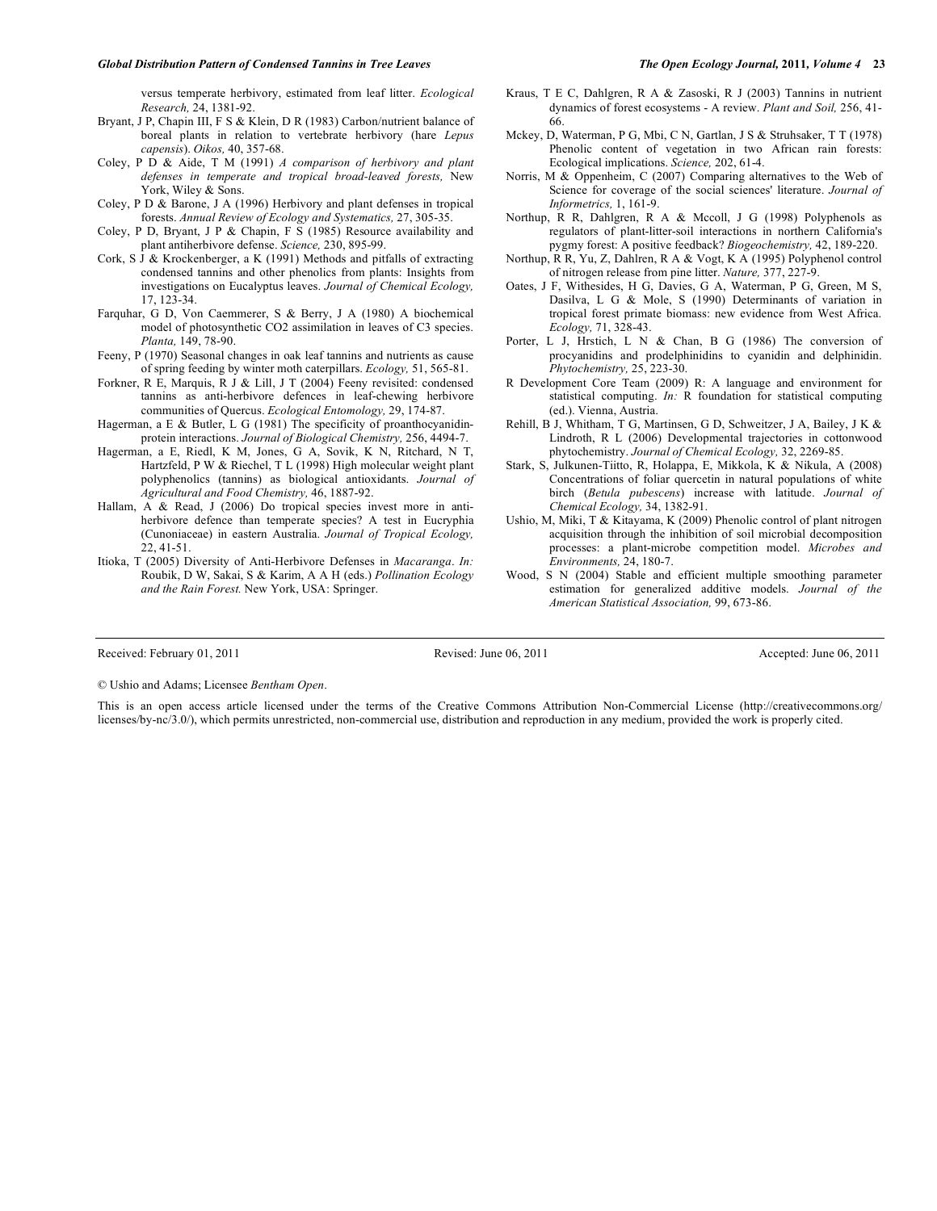versus temperate herbivory, estimated from leaf litter. *Ecological Research,* 24, 1381-92.

Bryant, J P, Chapin III, F S & Klein, D R (1983) Carbon/nutrient balance of boreal plants in relation to vertebrate herbivory (hare *Lepus capensis*). *Oikos,* 40, 357-68.

Coley, P D & Aide, T M (1991) *A comparison of herbivory and plant defenses in temperate and tropical broad-leaved forests,* New York, Wiley & Sons.

Coley, P D & Barone, J A (1996) Herbivory and plant defenses in tropical forests. *Annual Review of Ecology and Systematics,* 27, 305-35.

Coley, P D, Bryant, J P & Chapin, F S (1985) Resource availability and plant antiherbivore defense. *Science,* 230, 895-99.

Cork, S J & Krockenberger, a K (1991) Methods and pitfalls of extracting condensed tannins and other phenolics from plants: Insights from investigations on Eucalyptus leaves. *Journal of Chemical Ecology,* 17, 123-34.

Farquhar, G D, Von Caemmerer, S & Berry, J A (1980) A biochemical model of photosynthetic CO2 assimilation in leaves of C3 species. *Planta,* 149, 78-90.

Feeny, P (1970) Seasonal changes in oak leaf tannins and nutrients as cause of spring feeding by winter moth caterpillars. *Ecology,* 51, 565-81.

Forkner, R E, Marquis, R J & Lill, J T (2004) Feeny revisited: condensed tannins as anti-herbivore defences in leaf-chewing herbivore communities of Quercus. *Ecological Entomology,* 29, 174-87.

Hagerman, a E & Butler, L G (1981) The specificity of proanthocyanidin-protein interactions. *Journal of Biological Chemistry,* 256, 4494-7.

Hagerman, a E, Riedl, K M, Jones, G A, Sovik, K N, Ritchard, N T, Hartzfeld, P W & Riechel, T L (1998) High molecular weight plant polyphenolics (tannins) as biological antioxidants. *Journal of Agricultural and Food Chemistry,* 46, 1887-92.

Hallam, A & Read, J (2006) Do tropical species invest more in anti-herbivore defence than temperate species? A test in Eucryphia (Cunoniaceae) in eastern Australia. *Journal of Tropical Ecology,* 22, 41-51.

Itioka, T (2005) Diversity of Anti-Herbivore Defenses in *Macaranga*. *In:* Roubik, D W, Sakai, S & Karim, A A H (eds.) *Pollination Ecology and the Rain Forest.* New York, USA: Springer.

Kraus, T E C, Dahlgren, R A & Zasoski, R J (2003) Tannins in nutrient dynamics of forest ecosystems - A review. *Plant and Soil,* 256, 41-66.

Mckey, D, Waterman, P G, Mbi, C N, Gartlan, J S & Struhsaker, T T (1978) Phenolic content of vegetation in two African rain forests: Ecological implications. *Science,* 202, 61-4.

Norris, M & Oppenheim, C (2007) Comparing alternatives to the Web of Science for coverage of the social sciences' literature. *Journal of Informetrics,* 1, 161-9.

Northup, R R, Dahlgren, R A & Mccoll, J G (1998) Polyphenols as regulators of plant-litter-soil interactions in northern California's pygmy forest: A positive feedback? *Biogeochemistry,* 42, 189-220.

Northup, R R, Yu, Z, Dahlren, R A & Vogt, K A (1995) Polyphenol control of nitrogen release from pine litter. *Nature,* 377, 227-9.

Oates, J F, Withesides, H G, Davies, G A, Waterman, P G, Green, M S, Dasilva, L G & Mole, S (1990) Determinants of variation in tropical forest primate biomass: new evidence from West Africa. *Ecology,* 71, 328-43.

Porter, L J, Hrstich, L N & Chan, B G (1986) The conversion of procyanidins and prodelphinidins to cyanidin and delphinidin. *Phytochemistry,* 25, 223-30.

R Development Core Team (2009) R: A language and environment for statistical computing. *In:* R foundation for statistical computing (ed.). Vienna, Austria.

Rehill, B J, Whitham, T G, Martinsen, G D, Schweitzer, J A, Bailey, J K & Lindroth, R L (2006) Developmental trajectories in cottonwood phytochemistry. *Journal of Chemical Ecology,* 32, 2269-85.

Stark, S, Julkunen-Tiitto, R, Holappa, E, Mikkola, K & Nikula, A (2008) Concentrations of foliar quercetin in natural populations of white birch (*Betula pubescens*) increase with latitude. *Journal of Chemical Ecology,* 34, 1382-91.

Ushio, M, Miki, T & Kitayama, K (2009) Phenolic control of plant nitrogen acquisition through the inhibition of soil microbial decomposition processes: a plant-microbe competition model. *Microbes and Environments,* 24, 180-7.

Wood, S N (2004) Stable and efficient multiple smoothing parameter estimation for generalized additive models. *Journal of the American Statistical Association,* 99, 673-86.

Received: February 01, 2011 Revised: June 06, 2011 Accepted: June 06, 2011

© Ushio and Adams; Licensee *Bentham Open*.

This is an open access article licensed under the terms of the Creative Commons Attribution Non-Commercial License (http://creativecommons.org/licenses/by-nc/3.0/), which permits unrestricted, non-commercial use, distribution and reproduction in any medium, provided the work is properly cited.